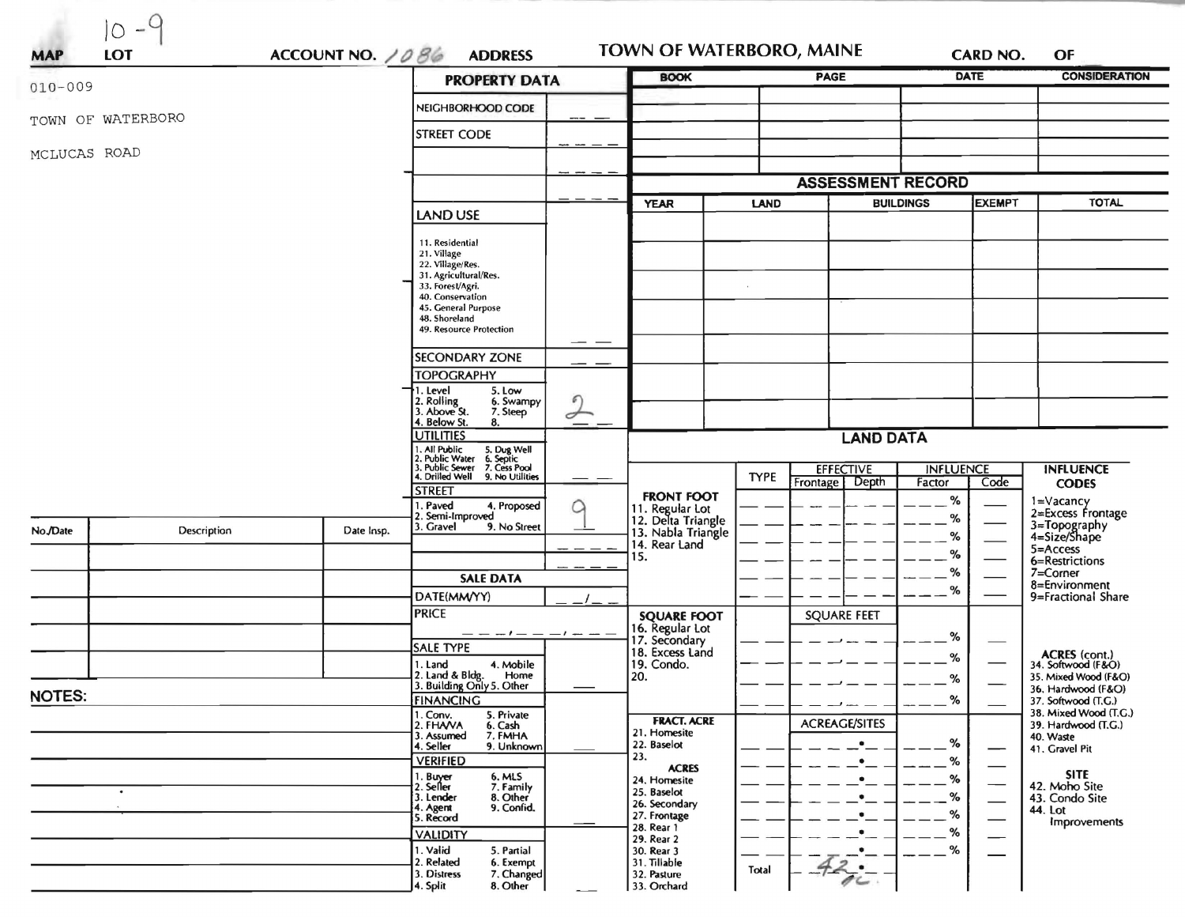**MAP** 10 - 9 **LOT** **ACCOUNT NO.** 1086 **ADDRESS** **TOWN OF WATERBORO, MAINE** **CARD NO.** **OF**

010-009

TOWN OF WATERBORO

MCLUCAS ROAD

| PROPERTY DATA | |
|---|---|
| NEIGHBORHOOD CODE | |
| STREET CODE | |
| | |
| | |
| LAND USE<br>11. Residential<br>21. Village<br>22. Village/Res.<br>31. Agricultural/Res.<br>33. Forest/Agri.<br>40. Conservation<br>45. General Purpose<br>48. Shoreland<br>49. Resource Protection | |
| SECONDARY ZONE | |
| TOPOGRAPHY<br>1. Level 5. Low<br>2. Rolling 6. Swampy<br>3. Above St. 7. Steep<br>4. Below St. 8. | 2 |
| UTILITIES<br>1. All Public 5. Dug Well<br>2. Public Water 6. Septic<br>3. Public Sewer 7. Cess Pool<br>4. Drilled Well 9. No Utilities | |
| STREET<br>1. Paved 4. Proposed<br>2. Semi-Improved<br>3. Gravel 9. No Street | 9 |
| | |
| | |
| SALE DATA | |
| DATE(MM/YY) | |
| PRICE | |
| SALE TYPE<br>1. Land 4. Mobile Home<br>2. Land & Bldg.<br>3. Building Only 5. Other | |
| FINANCING<br>1. Conv. 5. Private<br>2. FHA/VA 6. Cash<br>3. Assumed 7. FMHA<br>4. Seller 9. Unknown | |
| VERIFIED<br>1. Buyer 6. MLS<br>2. Seller 7. Family<br>3. Lender 8. Other<br>4. Agent 9. Confid.<br>5. Record | |
| VALIDITY<br>1. Valid 5. Partial<br>2. Related 6. Exempt<br>3. Distress 7. Changed<br>4. Split 8. Other | |

| BOOK | PAGE | DATE | CONSIDERATION |
|---|---|---|---|
| | | | |
| | | | |
| | | | |
| | | | |
| | | | |

## ASSESSMENT RECORD

| YEAR | LAND | BUILDINGS | EXEMPT | TOTAL |
|---|---|---|---|---|
| | | | | |
| | | | | |
| | | | | |
| | | | | |
| | | | | |
| | | | | |
| | | | | |

## LAND DATA

| | TYPE | EFFECTIVE Frontage | EFFECTIVE Depth | INFLUENCE Factor | INFLUENCE Code |
|---|---|---|---|---|---|
| **FRONT FOOT** | | | | | |
| 11. Regular Lot | | | | % | |
| 12. Delta Triangle | | | | % | |
| 13. Nabla Triangle | | | | % | |
| 14. Rear Land | | | | % | |
| 15. | | | | % | |
| | | | | % | |
| **SQUARE FOOT** | | SQUARE FEET | | | |
| 16. Regular Lot | | | | % | |
| 17. Secondary | | | | % | |
| 18. Excess Land | | | | % | |
| 19. Condo. | | | | % | |
| 20. | | | | | |
| **FRACT. ACRE** | | ACREAGE/SITES | | | |
| 21. Homesite | | | | % | |
| 22. Baselot | | | | % | |
| 23. | | | | % | |
| **ACRES** | | | | | |
| 24. Homesite | | | | % | |
| 25. Baselot | | | | % | |
| 26. Secondary | | | | % | |
| 27. Frontage | | | | % | |
| 28. Rear 1 | | | | % | |
| 29. Rear 2 | | | | % | |
| 30. Rear 3 | | | | | |
| 31. Tillable | Total | 42.ac | | | |
| 32. Pasture | | | | | |
| 33. Orchard | | | | | |

**INFLUENCE CODES**
1=Vacancy
2=Excess Frontage
3=Topography
4=Size/Shape
5=Access
6=Restrictions
7=Corner
8=Environment
9=Fractional Share

**ACRES (cont.)**
34. Softwood (F&O)
35. Mixed Wood (F&O)
36. Hardwood (F&O)
37. Softwood (T.G.)
38. Mixed Wood (T.G.)
39. Hardwood (T.G.)
40. Waste
41. Gravel Pit

**SITE**
42. Moho Site
43. Condo Site
44. Lot Improvements

| No./Date | Description | Date Insp. |
|---|---|---|
| | | |
| | | |
| | | |
| | | |
| | | |

**NOTES:**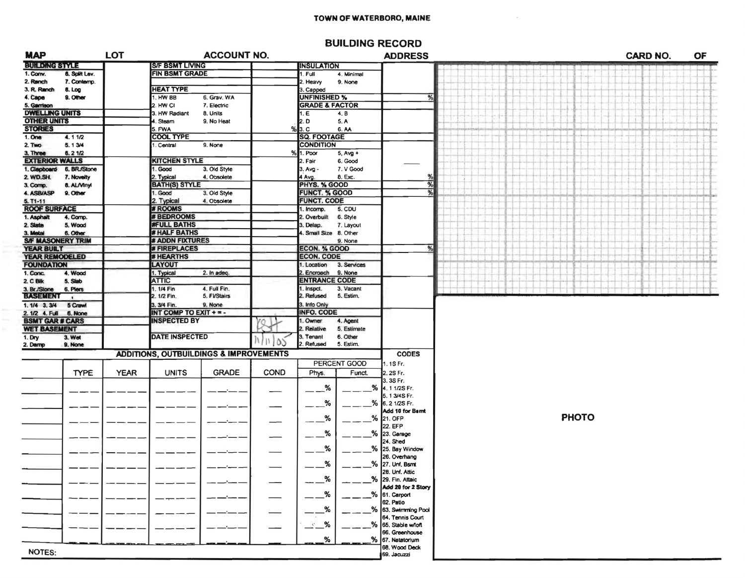**TOWN OF WATERBORO, MAINE**

## BUILDING RECORD

**MAP** | **LOT** | **ACCOUNT NO.** | **ADDRESS** | **CARD NO.** | **OF**

| | | | | | |
|---|---|---|---|---|---|
| **BUILDING STYLE** | | **S/F BSMT LIVING** | | **INSULATION** | |
| 1. Conv. 6. Split Lev. | | **FIN BSMT GRADE** | | 1. Full 4. Minimal | |
| 2. Ranch 7. Contemp. | | | | 2. Heavy 9. None | |
| 3. R. Ranch 8. Log | | **HEAT TYPE** | | 3. Capped | |
| 4. Cape 9. Other | | 1. HW BB 6. Grav. WA | | **UNFINISHED %** | % |
| 5. Garrison | | 2. HW CI 7. Electric | | **GRADE & FACTOR** | |
| **DWELLING UNITS** | | 3. HW Radiant 8. Units | | 1. E 4. B | |
| **OTHER UNITS** | | 4. Steam 9. No Heat | | 2. D 5. A | |
| **STORIES** | | 5. FWA | % | 3. C 6. AA | |
| 1. One 4. 1 1/2 | | **COOL TYPE** | | **SQ. FOOTAGE** | |
| 2. Two 5. 1 3/4 | | 1. Central 9. None | | **CONDITION** | |
| 3. Three 6. 2 1/2 | | | % | 1. Poor 5. Avg + | |
| **EXTERIOR WALLS** | | **KITCHEN STYLE** | | 2. Fair 6. Good | |
| 1. Clapboard 6. BR./Stone | | 1. Good 3. Old Style | | 3. Avg - 7. V Good | |
| 2. WD.SH. 7. Novelty | | 2. Typical 4. Obsolete | | 4 Avg. 8. Exc. | % |
| 3. Comp. 8. AL/Vinyl | | **BATH(S) STYLE** | | **PHYS. % GOOD** | % |
| 4. ASB/ASP 9. Other | | 1. Good 3. Old Style | | **FUNCT. % GOOD** | % |
| 5. T1-11 | | 2. Typical 4. Obsolete | | **FUNCT. CODE** | |
| **ROOF SURFACE** | | **# ROOMS** | | 1. Incomp. 5. CDU | |
| 1. Asphalt 4. Comp. | | **# BEDROOMS** | | 2. Overbuilt 6. Style | |
| 2. Slate 5. Wood | | **#FULL BATHS** | | 3. Delap. 7. Layout | |
| 3. Metal 6. Other | | **# HALF BATHS** | | 4. Small Size 8. Other | |
| **S/F MASONERY TRIM** | | **# ADDN FIXTURES** | | 9. None | |
| **YEAR BUILT** | | **# FIREPLACES** | | **ECON. % GOOD** | % |
| **YEAR REMODELED** | | **# HEARTHS** | | **ECON. CODE** | |
| **FOUNDATION** | | **LAYOUT** | | 1. Location 3. Services | |
| 1. Conc. 4. Wood | | 1. Typical 2. In adeq. | | 2. Encroach 9. None | |
| 2. C Blk 5. Slab | | **ATTIC** | | **ENTRANCE CODE** | |
| 3. Br./Stone 6. Piers | | 1. 1/4 Fin 4. Full Fin. | | 1. Inspct. 3. Vacant | |
| **BASEMENT** | | 2. 1/2 Fin. 5. Fl/Stairs | | 2. Refused 5. Estim. | |
| 1. 1/4 3. 3/4 5 Crawl | | 3. 3/4 Fin. 9. None | | 3. Info Only | |
| 2. 1/2 4. Full 6. None | | **INT COMP TO EXIT + = -** | | **INFO. CODE** | |
| **BSMT GAR # CARS** | | **INSPECTED BY** | BH | 1. Owner 4. Agent | |
| **WET BASEMENT** | | | | 2. Relative 5. Estimate | |
| 1. Dry 3. Wet | | **DATE INSPECTED** | 11/11/05 | 3. Tenant 6. Other | |
| 2. Damp 9. None | | | | 2. Refused 5. Estim. | |

### ADDITIONS, OUTBUILDINGS & IMPROVEMENTS

| | TYPE | YEAR | UNITS | GRADE | COND | PERCENT GOOD Phys. | PERCENT GOOD Funct. |
|---|---|---|---|---|---|---|---|
| | | | | | | % | % |
| | | | | | | % | % |
| | | | | | | % | % |
| | | | | | | % | % |
| | | | | | | % | % |
| | | | | | | % | % |
| | | | | | | % | % |
| | | | | | | % | % |
| | | | | | | % | % |
| | | | | | | % | % |
| | | | | | | % | % |

NOTES:

**CODES**

1. 1S Fr.
2. 2S Fr.
3. 3S Fr.
4. 1 1/2S Fr.
5. 1 3/4S Fr.
6. 2 1/2S Fr.

**Add 10 for Bsmt**

21. OFP
22. EFP
23. Garage
24. Shed
25. Bay Window
26. Overhang
27. Unf. Bsmt
28. Unf. Attic
29. Fin. Attaic

**Add 20 for 2 Story**

61. Carport
62. Patio
63. Swimming Pool
64. Tennis Court
65. Stable w/loft
66. Greenhouse
67. Natatorium
68. Wood Deck
69. Jacuzzi

**PHOTO**